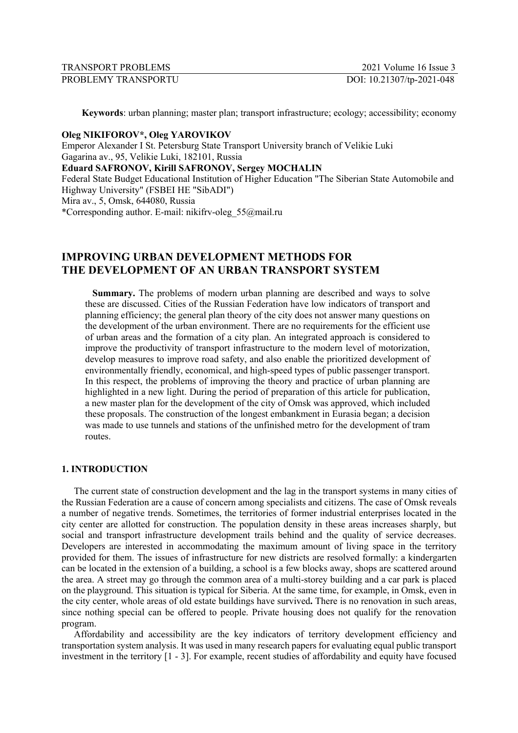**Keywords**: urban planning; master plan; transport infrastructure; ecology; accessibility; economy

**Oleg NIKIFOROV\*, Oleg YAROVIKOV**
Emperor Alexander I St. Petersburg State Transport University branch of Velikie Luki
Gagarina av., 95, Velikie Luki, 182101, Russia
**Eduard SAFRONOV, Kirill SAFRONOV, Sergey MOCHALIN**
Federal State Budget Educational Institution of Higher Education "The Siberian State Automobile and Highway University" (FSBEI HE "SibADI")
Mira av., 5, Omsk, 644080, Russia
\*Corresponding author. E-mail: nikifrv-oleg_55@mail.ru

# IMPROVING URBAN DEVELOPMENT METHODS FOR THE DEVELOPMENT OF AN URBAN TRANSPORT SYSTEM

**Summary.** The problems of modern urban planning are described and ways to solve these are discussed. Cities of the Russian Federation have low indicators of transport and planning efficiency; the general plan theory of the city does not answer many questions on the development of the urban environment. There are no requirements for the efficient use of urban areas and the formation of a city plan. An integrated approach is considered to improve the productivity of transport infrastructure to the modern level of motorization, develop measures to improve road safety, and also enable the prioritized development of environmentally friendly, economical, and high-speed types of public passenger transport. In this respect, the problems of improving the theory and practice of urban planning are highlighted in a new light. During the period of preparation of this article for publication, a new master plan for the development of the city of Omsk was approved, which included these proposals. The construction of the longest embankment in Eurasia began; a decision was made to use tunnels and stations of the unfinished metro for the development of tram routes.

## 1. INTRODUCTION

The current state of construction development and the lag in the transport systems in many cities of the Russian Federation are a cause of concern among specialists and citizens. The case of Omsk reveals a number of negative trends. Sometimes, the territories of former industrial enterprises located in the city center are allotted for construction. The population density in these areas increases sharply, but social and transport infrastructure development trails behind and the quality of service decreases. Developers are interested in accommodating the maximum amount of living space in the territory provided for them. The issues of infrastructure for new districts are resolved formally: a kindergarten can be located in the extension of a building, a school is a few blocks away, shops are scattered around the area. A street may go through the common area of a multi-storey building and a car park is placed on the playground. This situation is typical for Siberia. At the same time, for example, in Omsk, even in the city center, whole areas of old estate buildings have survived**.** There is no renovation in such areas, since nothing special can be offered to people. Private housing does not qualify for the renovation program.

Affordability and accessibility are the key indicators of territory development efficiency and transportation system analysis. It was used in many research papers for evaluating equal public transport investment in the territory [1 - 3]. For example, recent studies of affordability and equity have focused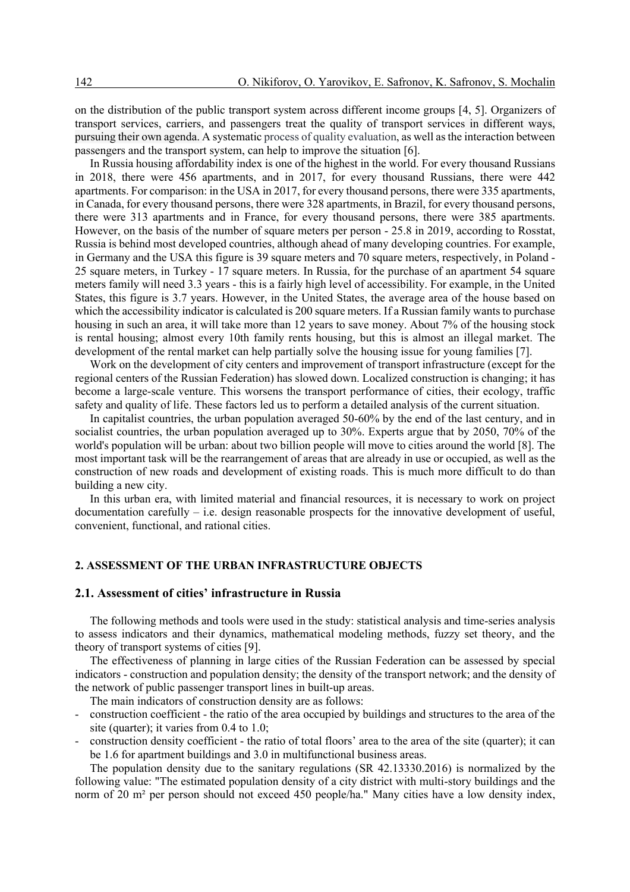on the distribution of the public transport system across different income groups [4, 5]. Organizers of transport services, carriers, and passengers treat the quality of transport services in different ways, pursuing their own agenda. A systematic process of quality evaluation, as well as the interaction between passengers and the transport system, can help to improve the situation [6].

In Russia housing affordability index is one of the highest in the world. For every thousand Russians in 2018, there were 456 apartments, and in 2017, for every thousand Russians, there were 442 apartments. For comparison: in the USA in 2017, for every thousand persons, there were 335 apartments, in Canada, for every thousand persons, there were 328 apartments, in Brazil, for every thousand persons, there were 313 apartments and in France, for every thousand persons, there were 385 apartments. However, on the basis of the number of square meters per person - 25.8 in 2019, according to Rosstat, Russia is behind most developed countries, although ahead of many developing countries. For example, in Germany and the USA this figure is 39 square meters and 70 square meters, respectively, in Poland - 25 square meters, in Turkey - 17 square meters. In Russia, for the purchase of an apartment 54 square meters family will need 3.3 years - this is a fairly high level of accessibility. For example, in the United States, this figure is 3.7 years. However, in the United States, the average area of the house based on which the accessibility indicator is calculated is 200 square meters. If a Russian family wants to purchase housing in such an area, it will take more than 12 years to save money. About 7% of the housing stock is rental housing; almost every 10th family rents housing, but this is almost an illegal market. The development of the rental market can help partially solve the housing issue for young families [7].

Work on the development of city centers and improvement of transport infrastructure (except for the regional centers of the Russian Federation) has slowed down. Localized construction is changing; it has become a large-scale venture. This worsens the transport performance of cities, their ecology, traffic safety and quality of life. These factors led us to perform a detailed analysis of the current situation.

In capitalist countries, the urban population averaged 50-60% by the end of the last century, and in socialist countries, the urban population averaged up to 30%. Experts argue that by 2050, 70% of the world's population will be urban: about two billion people will move to cities around the world [8]. The most important task will be the rearrangement of areas that are already in use or occupied, as well as the construction of new roads and development of existing roads. This is much more difficult to do than building a new city.

In this urban era, with limited material and financial resources, it is necessary to work on project documentation carefully – i.e. design reasonable prospects for the innovative development of useful, convenient, functional, and rational cities.

## 2. ASSESSMENT OF THE URBAN INFRASTRUCTURE OBJECTS

### 2.1. Assessment of cities' infrastructure in Russia

The following methods and tools were used in the study: statistical analysis and time-series analysis to assess indicators and their dynamics, mathematical modeling methods, fuzzy set theory, and the theory of transport systems of cities [9].

The effectiveness of planning in large cities of the Russian Federation can be assessed by special indicators - construction and population density; the density of the transport network; and the density of the network of public passenger transport lines in built-up areas.

The main indicators of construction density are as follows:

- construction coefficient - the ratio of the area occupied by buildings and structures to the area of the site (quarter); it varies from 0.4 to 1.0;
- construction density coefficient - the ratio of total floors' area to the area of the site (quarter); it can be 1.6 for apartment buildings and 3.0 in multifunctional business areas.

The population density due to the sanitary regulations (SR 42.13330.2016) is normalized by the following value: "The estimated population density of a city district with multi-story buildings and the norm of 20 m² per person should not exceed 450 people/ha." Many cities have a low density index,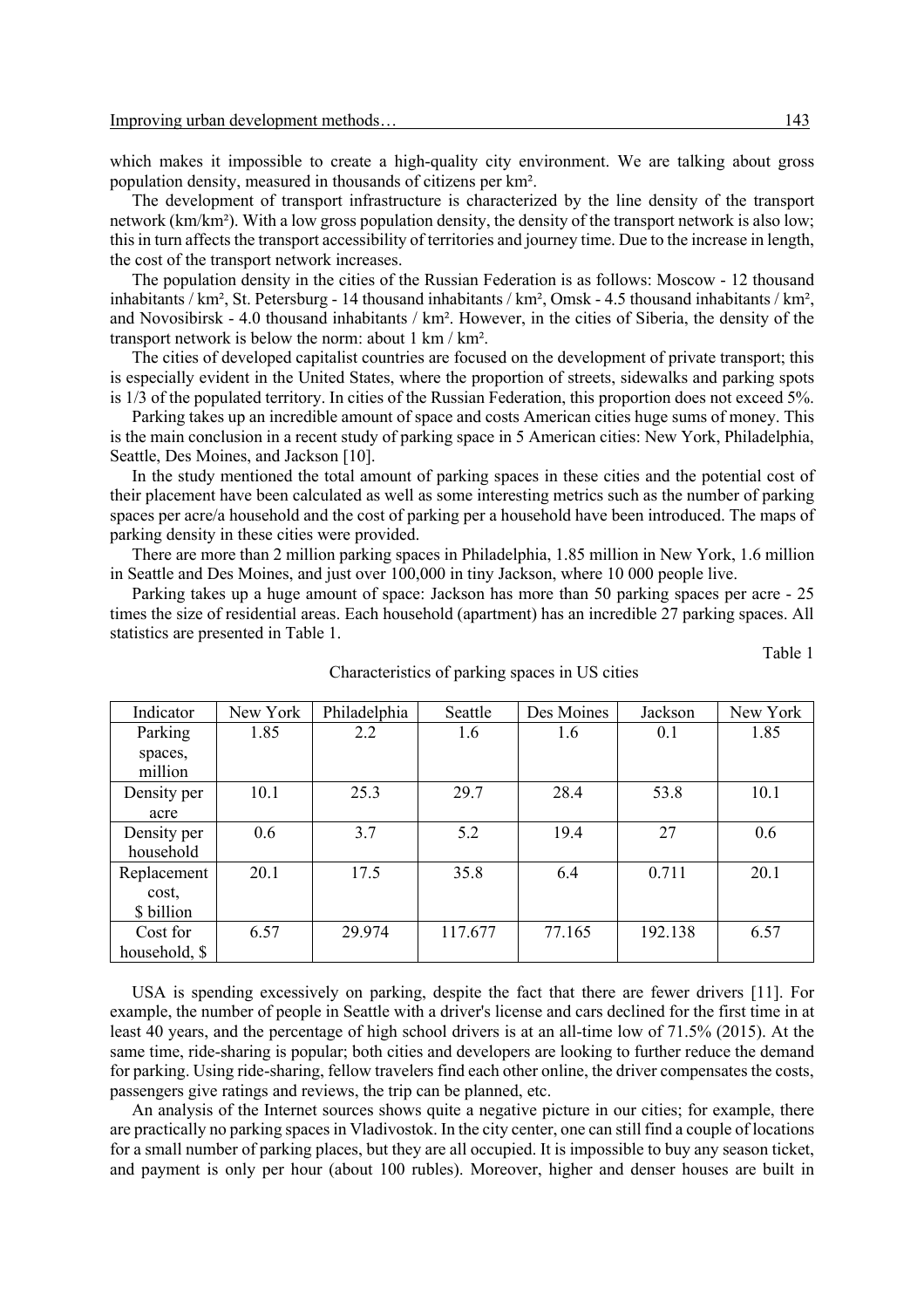which makes it impossible to create a high-quality city environment. We are talking about gross population density, measured in thousands of citizens per km².

The development of transport infrastructure is characterized by the line density of the transport network (km/km²). With a low gross population density, the density of the transport network is also low; this in turn affects the transport accessibility of territories and journey time. Due to the increase in length, the cost of the transport network increases.

The population density in the cities of the Russian Federation is as follows: Moscow - 12 thousand inhabitants / km², St. Petersburg - 14 thousand inhabitants / km², Omsk - 4.5 thousand inhabitants / km², and Novosibirsk - 4.0 thousand inhabitants / km². However, in the cities of Siberia, the density of the transport network is below the norm: about 1 km / km².

The cities of developed capitalist countries are focused on the development of private transport; this is especially evident in the United States, where the proportion of streets, sidewalks and parking spots is 1/3 of the populated territory. In cities of the Russian Federation, this proportion does not exceed 5%.

Parking takes up an incredible amount of space and costs American cities huge sums of money. This is the main conclusion in a recent study of parking space in 5 American cities: New York, Philadelphia, Seattle, Des Moines, and Jackson [10].

In the study mentioned the total amount of parking spaces in these cities and the potential cost of their placement have been calculated as well as some interesting metrics such as the number of parking spaces per acre/a household and the cost of parking per a household have been introduced. The maps of parking density in these cities were provided.

There are more than 2 million parking spaces in Philadelphia, 1.85 million in New York, 1.6 million in Seattle and Des Moines, and just over 100,000 in tiny Jackson, where 10 000 people live.

Parking takes up a huge amount of space: Jackson has more than 50 parking spaces per acre - 25 times the size of residential areas. Each household (apartment) has an incredible 27 parking spaces. All statistics are presented in Table 1.

Table 1

Characteristics of parking spaces in US cities

| Indicator | New York | Philadelphia | Seattle | Des Moines | Jackson | New York |
|---|---|---|---|---|---|---|
| Parking spaces, million | 1.85 | 2.2 | 1.6 | 1.6 | 0.1 | 1.85 |
| Density per acre | 10.1 | 25.3 | 29.7 | 28.4 | 53.8 | 10.1 |
| Density per household | 0.6 | 3.7 | 5.2 | 19.4 | 27 | 0.6 |
| Replacement cost, \$ billion | 20.1 | 17.5 | 35.8 | 6.4 | 0.711 | 20.1 |
| Cost for household, \$ | 6.57 | 29.974 | 117.677 | 77.165 | 192.138 | 6.57 |

USA is spending excessively on parking, despite the fact that there are fewer drivers [11]. For example, the number of people in Seattle with a driver's license and cars declined for the first time in at least 40 years, and the percentage of high school drivers is at an all-time low of 71.5% (2015). At the same time, ride-sharing is popular; both cities and developers are looking to further reduce the demand for parking. Using ride-sharing, fellow travelers find each other online, the driver compensates the costs, passengers give ratings and reviews, the trip can be planned, etc.

An analysis of the Internet sources shows quite a negative picture in our cities; for example, there are practically no parking spaces in Vladivostok. In the city center, one can still find a couple of locations for a small number of parking places, but they are all occupied. It is impossible to buy any season ticket, and payment is only per hour (about 100 rubles). Moreover, higher and denser houses are built in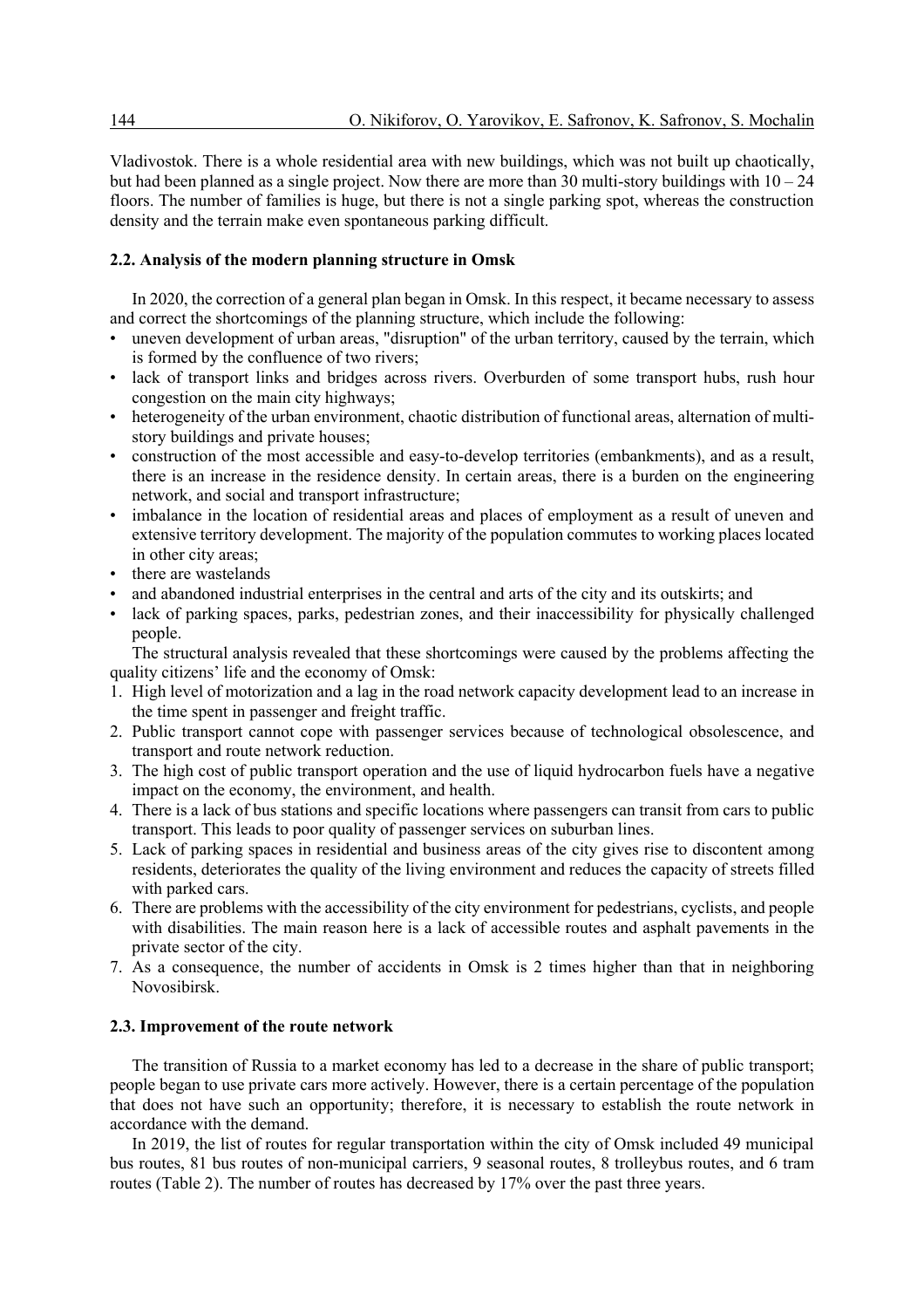Vladivostok. There is a whole residential area with new buildings, which was not built up chaotically, but had been planned as a single project. Now there are more than 30 multi-story buildings with 10 – 24 floors. The number of families is huge, but there is not a single parking spot, whereas the construction density and the terrain make even spontaneous parking difficult.

### 2.2. Analysis of the modern planning structure in Omsk

In 2020, the correction of a general plan began in Omsk. In this respect, it became necessary to assess and correct the shortcomings of the planning structure, which include the following:

- uneven development of urban areas, "disruption" of the urban territory, caused by the terrain, which is formed by the confluence of two rivers;
- lack of transport links and bridges across rivers. Overburden of some transport hubs, rush hour congestion on the main city highways;
- heterogeneity of the urban environment, chaotic distribution of functional areas, alternation of multi-story buildings and private houses;
- construction of the most accessible and easy-to-develop territories (embankments), and as a result, there is an increase in the residence density. In certain areas, there is a burden on the engineering network, and social and transport infrastructure;
- imbalance in the location of residential areas and places of employment as a result of uneven and extensive territory development. The majority of the population commutes to working places located in other city areas;
- there are wastelands
- and abandoned industrial enterprises in the central and arts of the city and its outskirts; and
- lack of parking spaces, parks, pedestrian zones, and their inaccessibility for physically challenged people.

The structural analysis revealed that these shortcomings were caused by the problems affecting the quality citizens' life and the economy of Omsk:

1. High level of motorization and a lag in the road network capacity development lead to an increase in the time spent in passenger and freight traffic.
2. Public transport cannot cope with passenger services because of technological obsolescence, and transport and route network reduction.
3. The high cost of public transport operation and the use of liquid hydrocarbon fuels have a negative impact on the economy, the environment, and health.
4. There is a lack of bus stations and specific locations where passengers can transit from cars to public transport. This leads to poor quality of passenger services on suburban lines.
5. Lack of parking spaces in residential and business areas of the city gives rise to discontent among residents, deteriorates the quality of the living environment and reduces the capacity of streets filled with parked cars.
6. There are problems with the accessibility of the city environment for pedestrians, cyclists, and people with disabilities. The main reason here is a lack of accessible routes and asphalt pavements in the private sector of the city.
7. As a consequence, the number of accidents in Omsk is 2 times higher than that in neighboring Novosibirsk.

### 2.3. Improvement of the route network

The transition of Russia to a market economy has led to a decrease in the share of public transport; people began to use private cars more actively. However, there is a certain percentage of the population that does not have such an opportunity; therefore, it is necessary to establish the route network in accordance with the demand.

In 2019, the list of routes for regular transportation within the city of Omsk included 49 municipal bus routes, 81 bus routes of non-municipal carriers, 9 seasonal routes, 8 trolleybus routes, and 6 tram routes (Table 2). The number of routes has decreased by 17% over the past three years.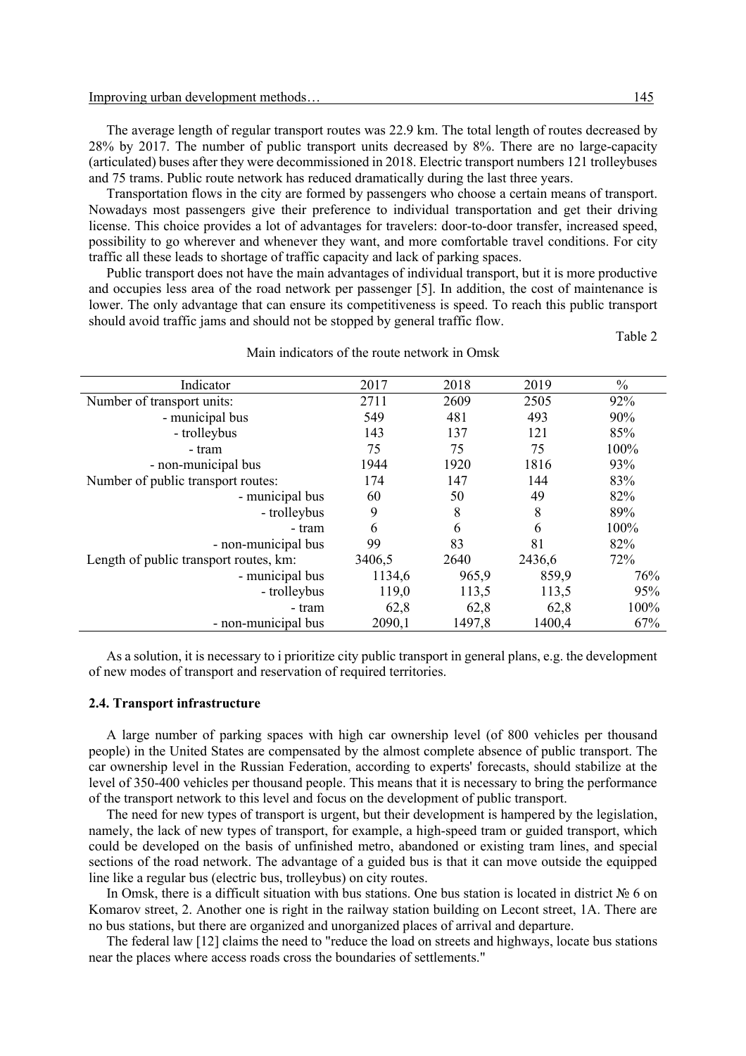The average length of regular transport routes was 22.9 km. The total length of routes decreased by 28% by 2017. The number of public transport units decreased by 8%. There are no large-capacity (articulated) buses after they were decommissioned in 2018. Electric transport numbers 121 trolleybuses and 75 trams. Public route network has reduced dramatically during the last three years.

Transportation flows in the city are formed by passengers who choose a certain means of transport. Nowadays most passengers give their preference to individual transportation and get their driving license. This choice provides a lot of advantages for travelers: door-to-door transfer, increased speed, possibility to go wherever and whenever they want, and more comfortable travel conditions. For city traffic all these leads to shortage of traffic capacity and lack of parking spaces.

Public transport does not have the main advantages of individual transport, but it is more productive and occupies less area of the road network per passenger [5]. In addition, the cost of maintenance is lower. The only advantage that can ensure its competitiveness is speed. To reach this public transport should avoid traffic jams and should not be stopped by general traffic flow.

Table 2

Main indicators of the route network in Omsk

| Indicator | 2017 | 2018 | 2019 | % |
|---|---|---|---|---|
| Number of transport units: | 2711 | 2609 | 2505 | 92% |
| - municipal bus | 549 | 481 | 493 | 90% |
| - trolleybus | 143 | 137 | 121 | 85% |
| - tram | 75 | 75 | 75 | 100% |
| - non-municipal bus | 1944 | 1920 | 1816 | 93% |
| Number of public transport routes: | 174 | 147 | 144 | 83% |
| - municipal bus | 60 | 50 | 49 | 82% |
| - trolleybus | 9 | 8 | 8 | 89% |
| - tram | 6 | 6 | 6 | 100% |
| - non-municipal bus | 99 | 83 | 81 | 82% |
| Length of public transport routes, km: | 3406,5 | 2640 | 2436,6 | 72% |
| - municipal bus | 1134,6 | 965,9 | 859,9 | 76% |
| - trolleybus | 119,0 | 113,5 | 113,5 | 95% |
| - tram | 62,8 | 62,8 | 62,8 | 100% |
| - non-municipal bus | 2090,1 | 1497,8 | 1400,4 | 67% |

As a solution, it is necessary to i prioritize city public transport in general plans, e.g. the development of new modes of transport and reservation of required territories.

### 2.4. Transport infrastructure

A large number of parking spaces with high car ownership level (of 800 vehicles per thousand people) in the United States are compensated by the almost complete absence of public transport. The car ownership level in the Russian Federation, according to experts' forecasts, should stabilize at the level of 350-400 vehicles per thousand people. This means that it is necessary to bring the performance of the transport network to this level and focus on the development of public transport.

The need for new types of transport is urgent, but their development is hampered by the legislation, namely, the lack of new types of transport, for example, a high-speed tram or guided transport, which could be developed on the basis of unfinished metro, abandoned or existing tram lines, and special sections of the road network. The advantage of a guided bus is that it can move outside the equipped line like a regular bus (electric bus, trolleybus) on city routes.

In Omsk, there is a difficult situation with bus stations. One bus station is located in district № 6 on Komarov street, 2. Another one is right in the railway station building on Lecont street, 1A. There are no bus stations, but there are organized and unorganized places of arrival and departure.

The federal law [12] claims the need to "reduce the load on streets and highways, locate bus stations near the places where access roads cross the boundaries of settlements."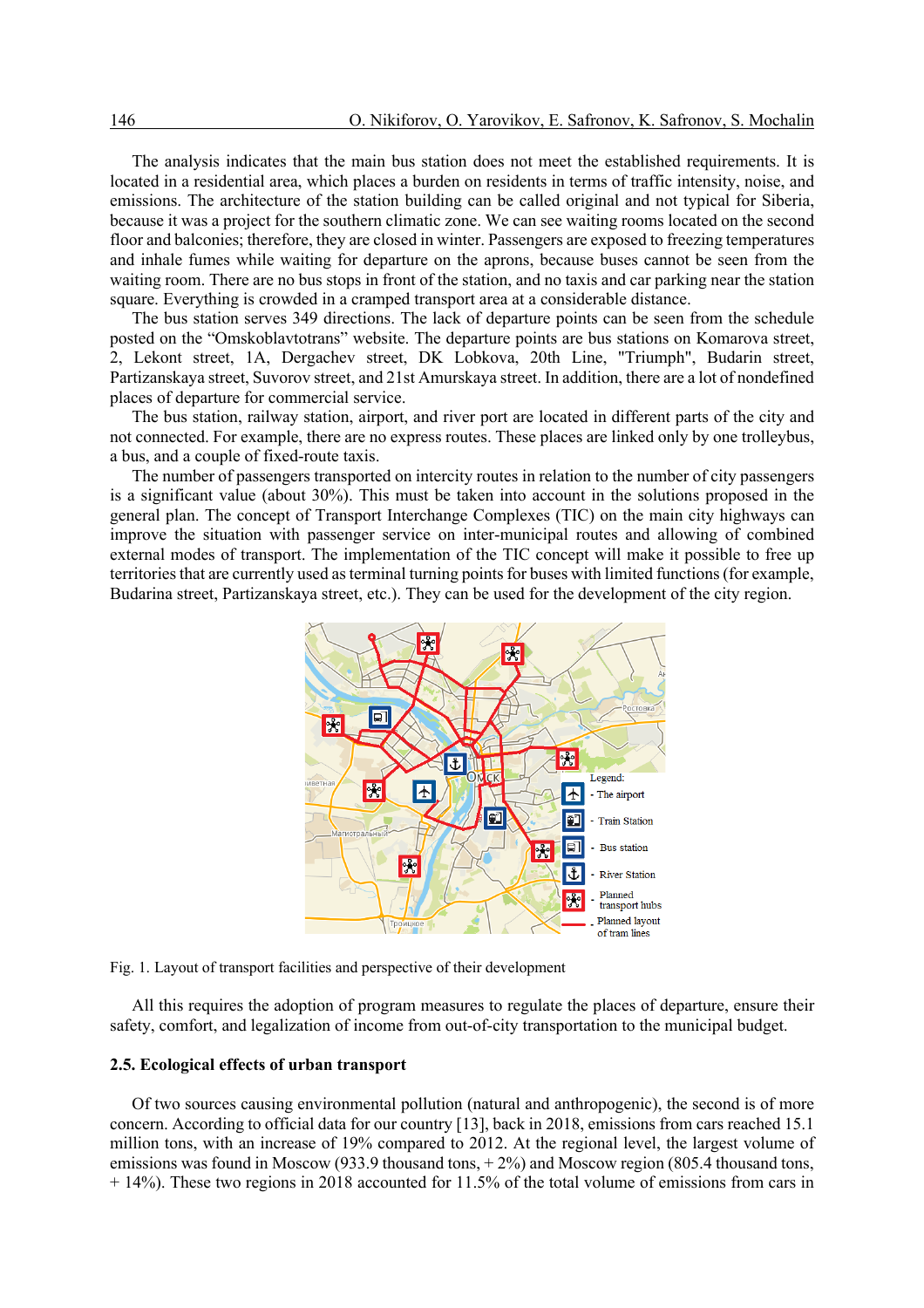The analysis indicates that the main bus station does not meet the established requirements. It is located in a residential area, which places a burden on residents in terms of traffic intensity, noise, and emissions. The architecture of the station building can be called original and not typical for Siberia, because it was a project for the southern climatic zone. We can see waiting rooms located on the second floor and balconies; therefore, they are closed in winter. Passengers are exposed to freezing temperatures and inhale fumes while waiting for departure on the aprons, because buses cannot be seen from the waiting room. There are no bus stops in front of the station, and no taxis and car parking near the station square. Everything is crowded in a cramped transport area at a considerable distance.

The bus station serves 349 directions. The lack of departure points can be seen from the schedule posted on the "Omskoblavtotrans" website. The departure points are bus stations on Komarova street, 2, Lekont street, 1A, Dergachev street, DK Lobkova, 20th Line, "Triumph", Budarin street, Partizanskaya street, Suvorov street, and 21st Amurskaya street. In addition, there are a lot of nondefined places of departure for commercial service.

The bus station, railway station, airport, and river port are located in different parts of the city and not connected. For example, there are no express routes. These places are linked only by one trolleybus, a bus, and a couple of fixed-route taxis.

The number of passengers transported on intercity routes in relation to the number of city passengers is a significant value (about 30%). This must be taken into account in the solutions proposed in the general plan. The concept of Transport Interchange Complexes (TIC) on the main city highways can improve the situation with passenger service on inter-municipal routes and allowing of combined external modes of transport. The implementation of the TIC concept will make it possible to free up territories that are currently used as terminal turning points for buses with limited functions (for example, Budarina street, Partizanskaya street, etc.). They can be used for the development of the city region.

Fig. 1. Layout of transport facilities and perspective of their development

All this requires the adoption of program measures to regulate the places of departure, ensure their safety, comfort, and legalization of income from out-of-city transportation to the municipal budget.

### 2.5. Ecological effects of urban transport

Of two sources causing environmental pollution (natural and anthropogenic), the second is of more concern. According to official data for our country [13], back in 2018, emissions from cars reached 15.1 million tons, with an increase of 19% compared to 2012. At the regional level, the largest volume of emissions was found in Moscow (933.9 thousand tons, + 2%) and Moscow region (805.4 thousand tons, + 14%). These two regions in 2018 accounted for 11.5% of the total volume of emissions from cars in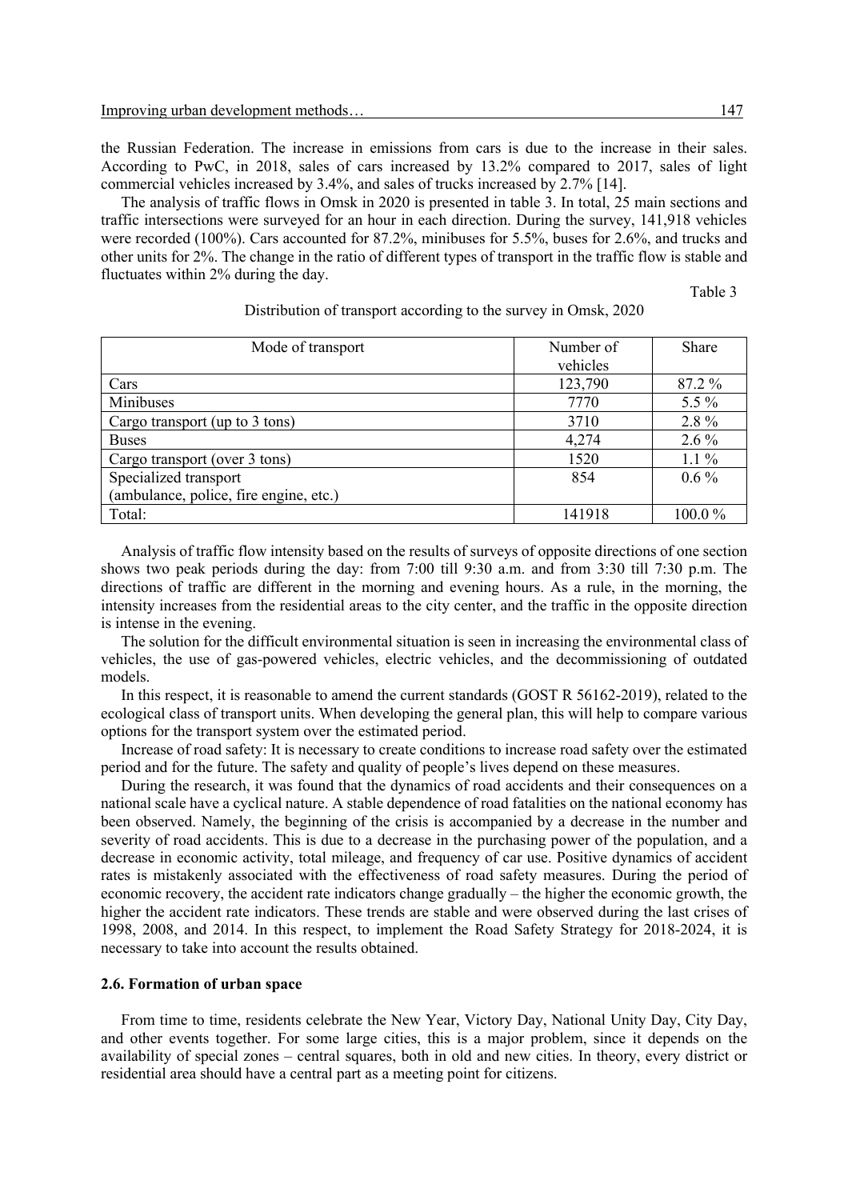the Russian Federation. The increase in emissions from cars is due to the increase in their sales. According to PwC, in 2018, sales of cars increased by 13.2% compared to 2017, sales of light commercial vehicles increased by 3.4%, and sales of trucks increased by 2.7% [14].

The analysis of traffic flows in Omsk in 2020 is presented in table 3. In total, 25 main sections and traffic intersections were surveyed for an hour in each direction. During the survey, 141,918 vehicles were recorded (100%). Cars accounted for 87.2%, minibuses for 5.5%, buses for 2.6%, and trucks and other units for 2%. The change in the ratio of different types of transport in the traffic flow is stable and fluctuates within 2% during the day.

Table 3

Distribution of transport according to the survey in Omsk, 2020

| Mode of transport | Number of vehicles | Share |
|---|---|---|
| Cars | 123,790 | 87.2 % |
| Minibuses | 7770 | 5.5 % |
| Cargo transport (up to 3 tons) | 3710 | 2.8 % |
| Buses | 4,274 | 2.6 % |
| Cargo transport (over 3 tons) | 1520 | 1.1 % |
| Specialized transport (ambulance, police, fire engine, etc.) | 854 | 0.6 % |
| Total: | 141918 | 100.0 % |

Analysis of traffic flow intensity based on the results of surveys of opposite directions of one section shows two peak periods during the day: from 7:00 till 9:30 a.m. and from 3:30 till 7:30 p.m. The directions of traffic are different in the morning and evening hours. As a rule, in the morning, the intensity increases from the residential areas to the city center, and the traffic in the opposite direction is intense in the evening.

The solution for the difficult environmental situation is seen in increasing the environmental class of vehicles, the use of gas-powered vehicles, electric vehicles, and the decommissioning of outdated models.

In this respect, it is reasonable to amend the current standards (GOST R 56162-2019), related to the ecological class of transport units. When developing the general plan, this will help to compare various options for the transport system over the estimated period.

Increase of road safety: It is necessary to create conditions to increase road safety over the estimated period and for the future. The safety and quality of people's lives depend on these measures.

During the research, it was found that the dynamics of road accidents and their consequences on a national scale have a cyclical nature. A stable dependence of road fatalities on the national economy has been observed. Namely, the beginning of the crisis is accompanied by a decrease in the number and severity of road accidents. This is due to a decrease in the purchasing power of the population, and a decrease in economic activity, total mileage, and frequency of car use. Positive dynamics of accident rates is mistakenly associated with the effectiveness of road safety measures. During the period of economic recovery, the accident rate indicators change gradually – the higher the economic growth, the higher the accident rate indicators. These trends are stable and were observed during the last crises of 1998, 2008, and 2014. In this respect, to implement the Road Safety Strategy for 2018-2024, it is necessary to take into account the results obtained.

### 2.6. Formation of urban space

From time to time, residents celebrate the New Year, Victory Day, National Unity Day, City Day, and other events together. For some large cities, this is a major problem, since it depends on the availability of special zones – central squares, both in old and new cities. In theory, every district or residential area should have a central part as a meeting point for citizens.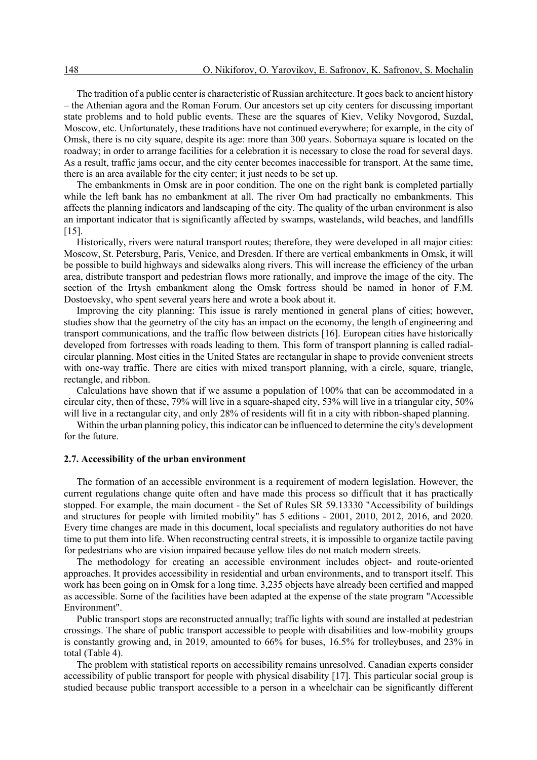The tradition of a public center is characteristic of Russian architecture. It goes back to ancient history – the Athenian agora and the Roman Forum. Our ancestors set up city centers for discussing important state problems and to hold public events. These are the squares of Kiev, Veliky Novgorod, Suzdal, Moscow, etc. Unfortunately, these traditions have not continued everywhere; for example, in the city of Omsk, there is no city square, despite its age: more than 300 years. Sobornaya square is located on the roadway; in order to arrange facilities for a celebration it is necessary to close the road for several days. As a result, traffic jams occur, and the city center becomes inaccessible for transport. At the same time, there is an area available for the city center; it just needs to be set up.

The embankments in Omsk are in poor condition. The one on the right bank is completed partially while the left bank has no embankment at all. The river Om had practically no embankments. This affects the planning indicators and landscaping of the city. The quality of the urban environment is also an important indicator that is significantly affected by swamps, wastelands, wild beaches, and landfills [15].

Historically, rivers were natural transport routes; therefore, they were developed in all major cities: Moscow, St. Petersburg, Paris, Venice, and Dresden. If there are vertical embankments in Omsk, it will be possible to build highways and sidewalks along rivers. This will increase the efficiency of the urban area, distribute transport and pedestrian flows more rationally, and improve the image of the city. The section of the Irtysh embankment along the Omsk fortress should be named in honor of F.M. Dostoevsky, who spent several years here and wrote a book about it.

Improving the city planning: This issue is rarely mentioned in general plans of cities; however, studies show that the geometry of the city has an impact on the economy, the length of engineering and transport communications, and the traffic flow between districts [16]. European cities have historically developed from fortresses with roads leading to them. This form of transport planning is called radial-circular planning. Most cities in the United States are rectangular in shape to provide convenient streets with one-way traffic. There are cities with mixed transport planning, with a circle, square, triangle, rectangle, and ribbon.

Calculations have shown that if we assume a population of 100% that can be accommodated in a circular city, then of these, 79% will live in a square-shaped city, 53% will live in a triangular city, 50% will live in a rectangular city, and only 28% of residents will fit in a city with ribbon-shaped planning.

Within the urban planning policy, this indicator can be influenced to determine the city's development for the future.

### 2.7. Accessibility of the urban environment

The formation of an accessible environment is a requirement of modern legislation. However, the current regulations change quite often and have made this process so difficult that it has practically stopped. For example, the main document - the Set of Rules SR 59.13330 "Accessibility of buildings and structures for people with limited mobility" has 5 editions - 2001, 2010, 2012, 2016, and 2020. Every time changes are made in this document, local specialists and regulatory authorities do not have time to put them into life. When reconstructing central streets, it is impossible to organize tactile paving for pedestrians who are vision impaired because yellow tiles do not match modern streets.

The methodology for creating an accessible environment includes object- and route-oriented approaches. It provides accessibility in residential and urban environments, and to transport itself. This work has been going on in Omsk for a long time. 3,235 objects have already been certified and mapped as accessible. Some of the facilities have been adapted at the expense of the state program "Accessible Environment".

Public transport stops are reconstructed annually; traffic lights with sound are installed at pedestrian crossings. The share of public transport accessible to people with disabilities and low-mobility groups is constantly growing and, in 2019, amounted to 66% for buses, 16.5% for trolleybuses, and 23% in total (Table 4).

The problem with statistical reports on accessibility remains unresolved. Canadian experts consider accessibility of public transport for people with physical disability [17]. This particular social group is studied because public transport accessible to a person in a wheelchair can be significantly different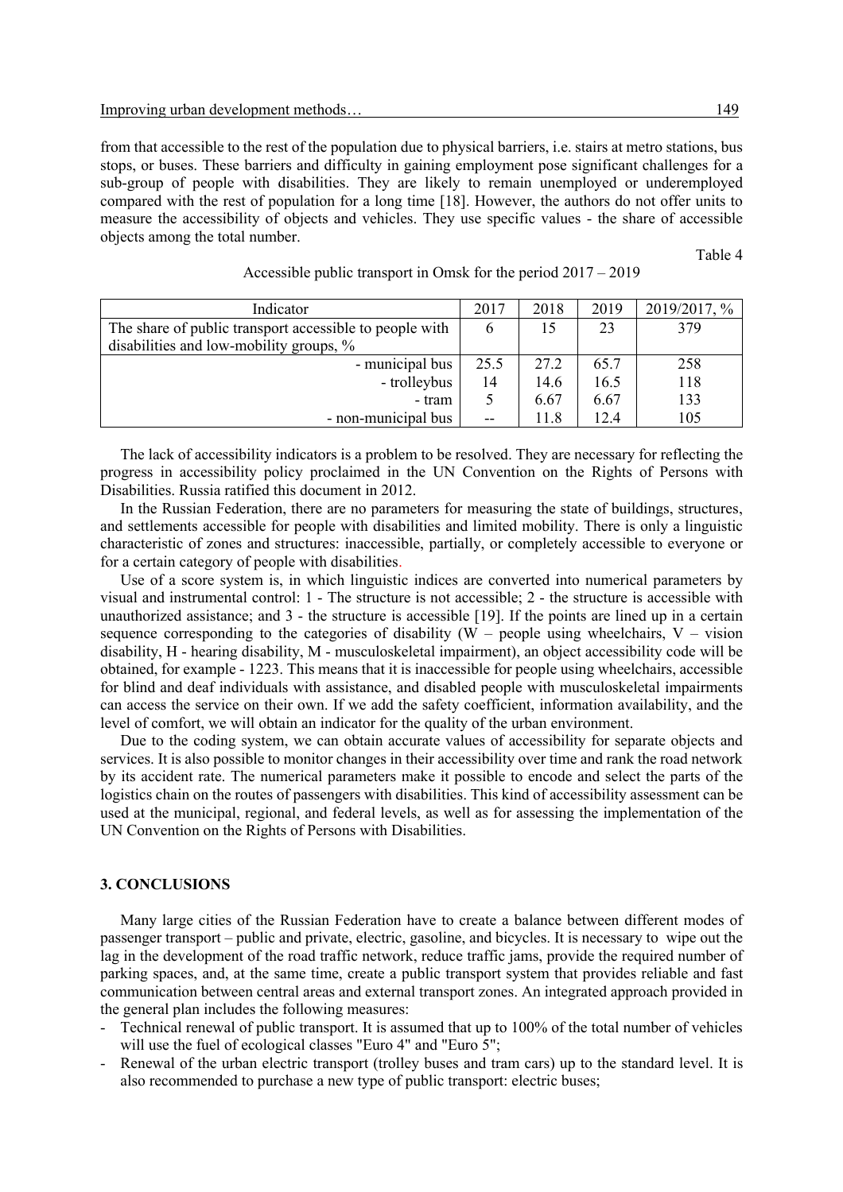from that accessible to the rest of the population due to physical barriers, i.e. stairs at metro stations, bus stops, or buses. These barriers and difficulty in gaining employment pose significant challenges for a sub-group of people with disabilities. They are likely to remain unemployed or underemployed compared with the rest of population for a long time [18]. However, the authors do not offer units to measure the accessibility of objects and vehicles. They use specific values - the share of accessible objects among the total number.

Table 4

Accessible public transport in Omsk for the period 2017 – 2019

| Indicator | 2017 | 2018 | 2019 | 2019/2017, % |
|---|---|---|---|---|
| The share of public transport accessible to people with disabilities and low-mobility groups, % | 6 | 15 | 23 | 379 |
| - municipal bus | 25.5 | 27.2 | 65.7 | 258 |
| - trolleybus | 14 | 14.6 | 16.5 | 118 |
| - tram | 5 | 6.67 | 6.67 | 133 |
| - non-municipal bus | -- | 11.8 | 12.4 | 105 |

The lack of accessibility indicators is a problem to be resolved. They are necessary for reflecting the progress in accessibility policy proclaimed in the UN Convention on the Rights of Persons with Disabilities. Russia ratified this document in 2012.

In the Russian Federation, there are no parameters for measuring the state of buildings, structures, and settlements accessible for people with disabilities and limited mobility. There is only a linguistic characteristic of zones and structures: inaccessible, partially, or completely accessible to everyone or for a certain category of people with disabilities.

Use of a score system is, in which linguistic indices are converted into numerical parameters by visual and instrumental control: 1 - The structure is not accessible; 2 - the structure is accessible with unauthorized assistance; and 3 - the structure is accessible [19]. If the points are lined up in a certain sequence corresponding to the categories of disability (W – people using wheelchairs, V – vision disability, H - hearing disability, M - musculoskeletal impairment), an object accessibility code will be obtained, for example - 1223. This means that it is inaccessible for people using wheelchairs, accessible for blind and deaf individuals with assistance, and disabled people with musculoskeletal impairments can access the service on their own. If we add the safety coefficient, information availability, and the level of comfort, we will obtain an indicator for the quality of the urban environment.

Due to the coding system, we can obtain accurate values of accessibility for separate objects and services. It is also possible to monitor changes in their accessibility over time and rank the road network by its accident rate. The numerical parameters make it possible to encode and select the parts of the logistics chain on the routes of passengers with disabilities. This kind of accessibility assessment can be used at the municipal, regional, and federal levels, as well as for assessing the implementation of the UN Convention on the Rights of Persons with Disabilities.

## 3. CONCLUSIONS

Many large cities of the Russian Federation have to create a balance between different modes of passenger transport – public and private, electric, gasoline, and bicycles. It is necessary to wipe out the lag in the development of the road traffic network, reduce traffic jams, provide the required number of parking spaces, and, at the same time, create a public transport system that provides reliable and fast communication between central areas and external transport zones. An integrated approach provided in the general plan includes the following measures:

- Technical renewal of public transport. It is assumed that up to 100% of the total number of vehicles will use the fuel of ecological classes "Euro 4" and "Euro 5";
- Renewal of the urban electric transport (trolley buses and tram cars) up to the standard level. It is also recommended to purchase a new type of public transport: electric buses;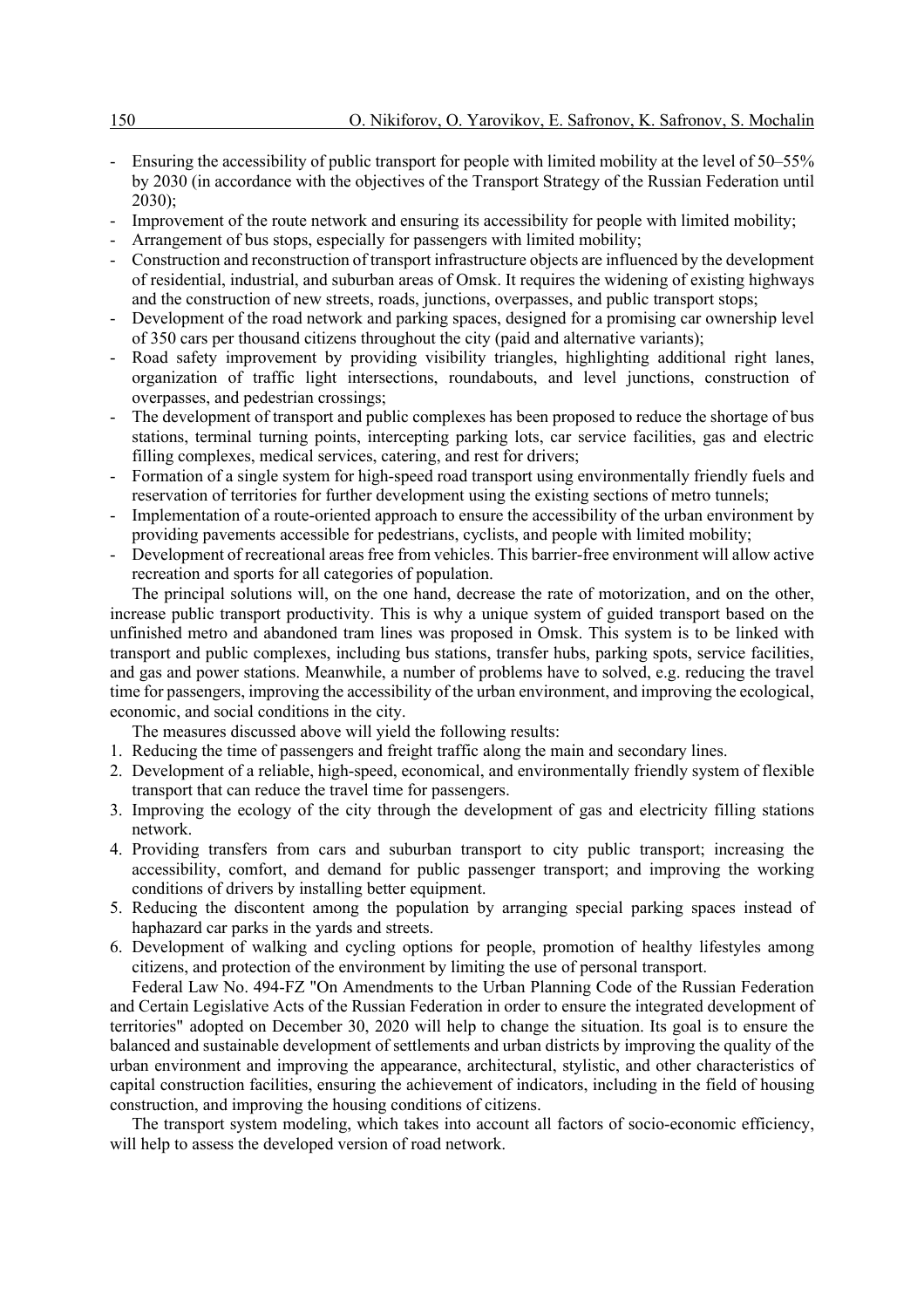- Ensuring the accessibility of public transport for people with limited mobility at the level of 50–55% by 2030 (in accordance with the objectives of the Transport Strategy of the Russian Federation until 2030);
- Improvement of the route network and ensuring its accessibility for people with limited mobility;
- Arrangement of bus stops, especially for passengers with limited mobility;
- Construction and reconstruction of transport infrastructure objects are influenced by the development of residential, industrial, and suburban areas of Omsk. It requires the widening of existing highways and the construction of new streets, roads, junctions, overpasses, and public transport stops;
- Development of the road network and parking spaces, designed for a promising car ownership level of 350 cars per thousand citizens throughout the city (paid and alternative variants);
- Road safety improvement by providing visibility triangles, highlighting additional right lanes, organization of traffic light intersections, roundabouts, and level junctions, construction of overpasses, and pedestrian crossings;
- The development of transport and public complexes has been proposed to reduce the shortage of bus stations, terminal turning points, intercepting parking lots, car service facilities, gas and electric filling complexes, medical services, catering, and rest for drivers;
- Formation of a single system for high-speed road transport using environmentally friendly fuels and reservation of territories for further development using the existing sections of metro tunnels;
- Implementation of a route-oriented approach to ensure the accessibility of the urban environment by providing pavements accessible for pedestrians, cyclists, and people with limited mobility;
- Development of recreational areas free from vehicles. This barrier-free environment will allow active recreation and sports for all categories of population.

The principal solutions will, on the one hand, decrease the rate of motorization, and on the other, increase public transport productivity. This is why a unique system of guided transport based on the unfinished metro and abandoned tram lines was proposed in Omsk. This system is to be linked with transport and public complexes, including bus stations, transfer hubs, parking spots, service facilities, and gas and power stations. Meanwhile, a number of problems have to solved, e.g. reducing the travel time for passengers, improving the accessibility of the urban environment, and improving the ecological, economic, and social conditions in the city.

The measures discussed above will yield the following results:

1. Reducing the time of passengers and freight traffic along the main and secondary lines.
2. Development of a reliable, high-speed, economical, and environmentally friendly system of flexible transport that can reduce the travel time for passengers.
3. Improving the ecology of the city through the development of gas and electricity filling stations network.
4. Providing transfers from cars and suburban transport to city public transport; increasing the accessibility, comfort, and demand for public passenger transport; and improving the working conditions of drivers by installing better equipment.
5. Reducing the discontent among the population by arranging special parking spaces instead of haphazard car parks in the yards and streets.
6. Development of walking and cycling options for people, promotion of healthy lifestyles among citizens, and protection of the environment by limiting the use of personal transport.

Federal Law No. 494-FZ "On Amendments to the Urban Planning Code of the Russian Federation and Certain Legislative Acts of the Russian Federation in order to ensure the integrated development of territories" adopted on December 30, 2020 will help to change the situation. Its goal is to ensure the balanced and sustainable development of settlements and urban districts by improving the quality of the urban environment and improving the appearance, architectural, stylistic, and other characteristics of capital construction facilities, ensuring the achievement of indicators, including in the field of housing construction, and improving the housing conditions of citizens.

The transport system modeling, which takes into account all factors of socio-economic efficiency, will help to assess the developed version of road network.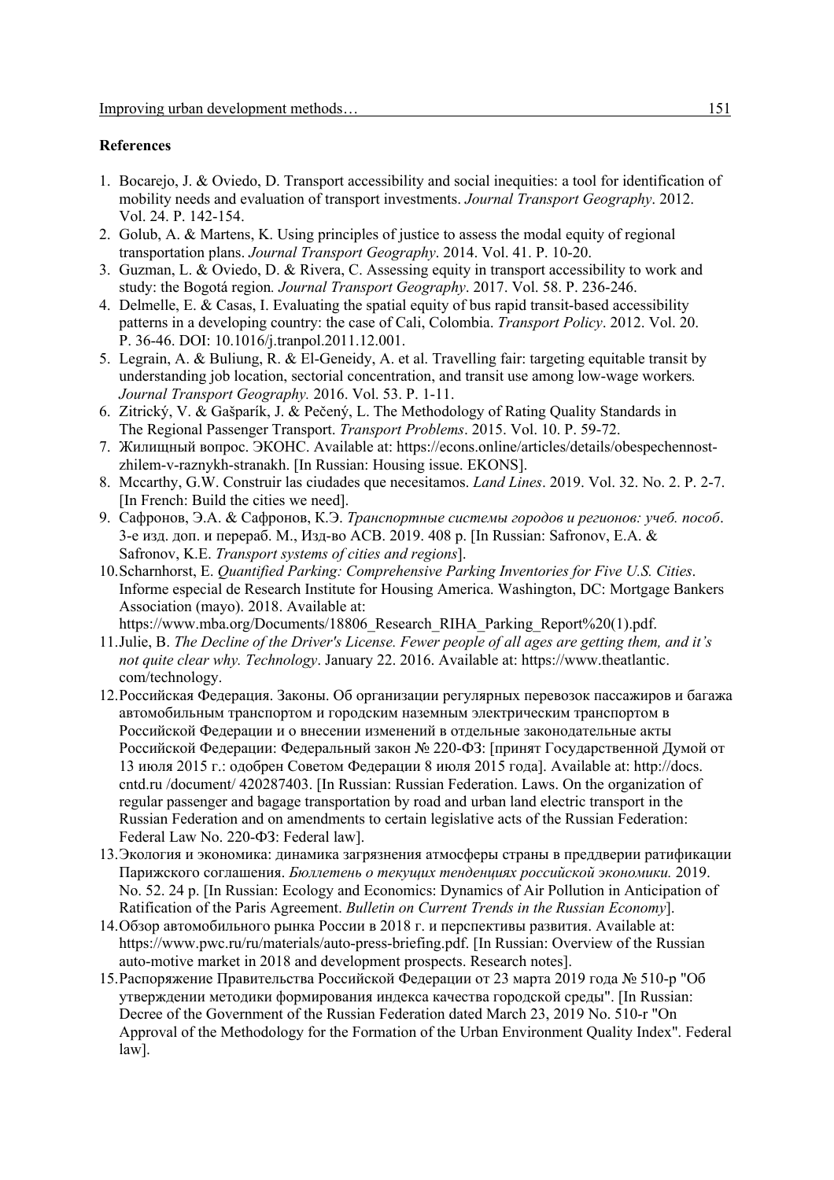**References**

1. Bocarejo, J. & Oviedo, D. Transport accessibility and social inequities: a tool for identification of mobility needs and evaluation of transport investments. *Journal Transport Geography*. 2012. Vol. 24. P. 142-154.
2. Golub, A. & Martens, K. Using principles of justice to assess the modal equity of regional transportation plans. *Journal Transport Geography*. 2014. Vol. 41. P. 10-20.
3. Guzman, L. & Oviedo, D. & Rivera, C. Assessing equity in transport accessibility to work and study: the Bogotá region*. Journal Transport Geography*. 2017. Vol. 58. P. 236-246.
4. Delmelle, E. & Casas, I. Evaluating the spatial equity of bus rapid transit-based accessibility patterns in a developing country: the case of Cali, Colombia. *Transport Policy*. 2012. Vol. 20. P. 36-46. DOI: 10.1016/j.tranpol.2011.12.001.
5. Legrain, A. & Buliung, R. & El-Geneidy, A. et al. Travelling fair: targeting equitable transit by understanding job location, sectorial concentration, and transit use among low-wage workers*. Journal Transport Geography.* 2016. Vol. 53. P. 1-11.
6. Zitrický, V. & Gašparík, J. & Pečený, L. The Methodology of Rating Quality Standards in The Regional Passenger Transport. *Transport Problems*. 2015. Vol. 10. P. 59-72.
7. Жилищный вопрос. ЭКОНС. Available at: https://econs.online/articles/details/obespechennost-zhilem-v-raznykh-stranakh. [In Russian: Housing issue. EKONS].
8. Mccarthy, G.W. Construir las ciudades que necesitamos. *Land Lines*. 2019. Vol. 32. No. 2. P. 2-7. [In French: Build the cities we need].
9. Сафронов, Э.А. & Сафронов, К.Э. *Транспортные системы городов и регионов: учеб. пособ*. 3-е изд. доп. и перераб. М., Изд-во АСВ. 2019. 408 p. [In Russian: Safronov, E.A. & Safronov, K.E. *Transport systems of cities and regions*].
10. Scharnhorst, E. *Quantified Parking: Comprehensive Parking Inventories for Five U.S. Cities*. Informe especial de Research Institute for Housing America. Washington, DC: Mortgage Bankers Association (mayo). 2018. Available at: https://www.mba.org/Documents/18806_Research_RIHA_Parking_Report%20(1).pdf.
11. Julie, B. *The Decline of the Driver's License. Fewer people of all ages are getting them, and it's not quite clear why. Technology*. January 22. 2016. Available at: https://www.theatlantic.com/technology.
12. Российская Федерация. Законы. Об организации регулярных перевозок пассажиров и багажа автомобильным транспортом и городским наземным электрическим транспортом в Российской Федерации и о внесении изменений в отдельные законодательные акты Российской Федерации: Федеральный закон № 220-ФЗ: [принят Государственной Думой от 13 июля 2015 г.: одобрен Советом Федерации 8 июля 2015 года]. Available at: http://docs.cntd.ru /document/ 420287403. [In Russian: Russian Federation. Laws. On the organization of regular passenger and bagage transportation by road and urban land electric transport in the Russian Federation and on amendments to certain legislative acts of the Russian Federation: Federal Law No. 220-ФЗ: Federal law].
13. Экология и экономика: динамика загрязнения атмосферы страны в преддверии ратификации Парижского соглашения. *Бюллетень о текущих тенденциях российской экономики.* 2019. No. 52. 24 p. [In Russian: Ecology and Economics: Dynamics of Air Pollution in Anticipation of Ratification of the Paris Agreement. *Bulletin on Current Trends in the Russian Economy*].
14. Обзор автомобильного рынка России в 2018 г. и перспективы развития. Available at: https://www.pwc.ru/ru/materials/auto-press-briefing.pdf. [In Russian: Overview of the Russian auto-motive market in 2018 and development prospects. Research notes].
15. Распоряжение Правительства Российской Федерации от 23 марта 2019 года № 510-р "Об утверждении методики формирования индекса качества городской среды". [In Russian: Decree of the Government of the Russian Federation dated March 23, 2019 No. 510-r "On Approval of the Methodology for the Formation of the Urban Environment Quality Index". Federal law].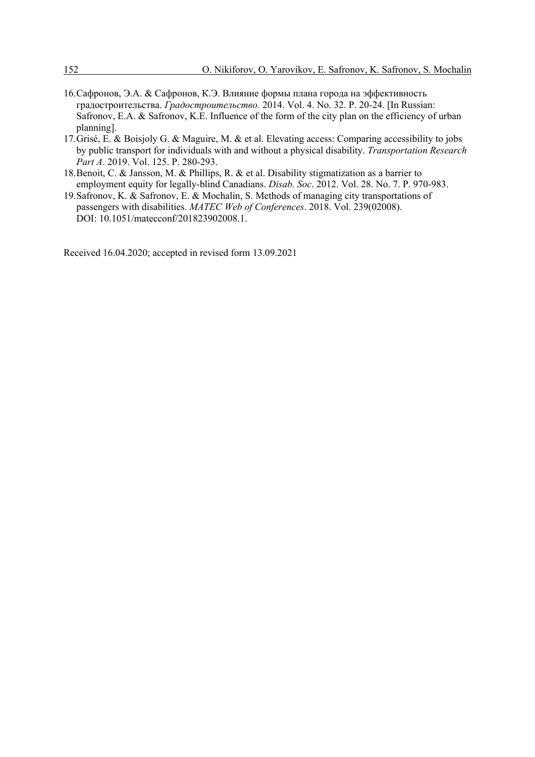16. Сафронов, Э.А. & Сафронов, К.Э. Влияние формы плана города на эффективность градостроительства. *Градостроительство.* 2014. Vol. 4. No. 32. P. 20-24. [In Russian: Safronov, E.A. & Safronov, K.E. Influence of the form of the city plan on the efficiency of urban planning].
17. Grisé, E. & Boisjoly G. & Maguire, M. & et al. Elevating access: Comparing accessibility to jobs by public transport for individuals with and without a physical disability. *Transportation Research Part A*. 2019. Vol. 125. P. 280-293.
18. Benoit, C. & Jansson, M. & Phillips, R. & et al. Disability stigmatization as a barrier to employment equity for legally-blind Canadians. *Disab. Soc*. 2012. Vol. 28. No. 7. P. 970-983.
19. Safronov, K. & Safronov, E. & Mochalin, S. Methods of managing city transportations of passengers with disabilities. *MATEC Web of Conferences*. 2018. Vol. 239(02008). DOI: 10.1051/matecconf/201823902008.1.

Received 16.04.2020; accepted in revised form 13.09.2021